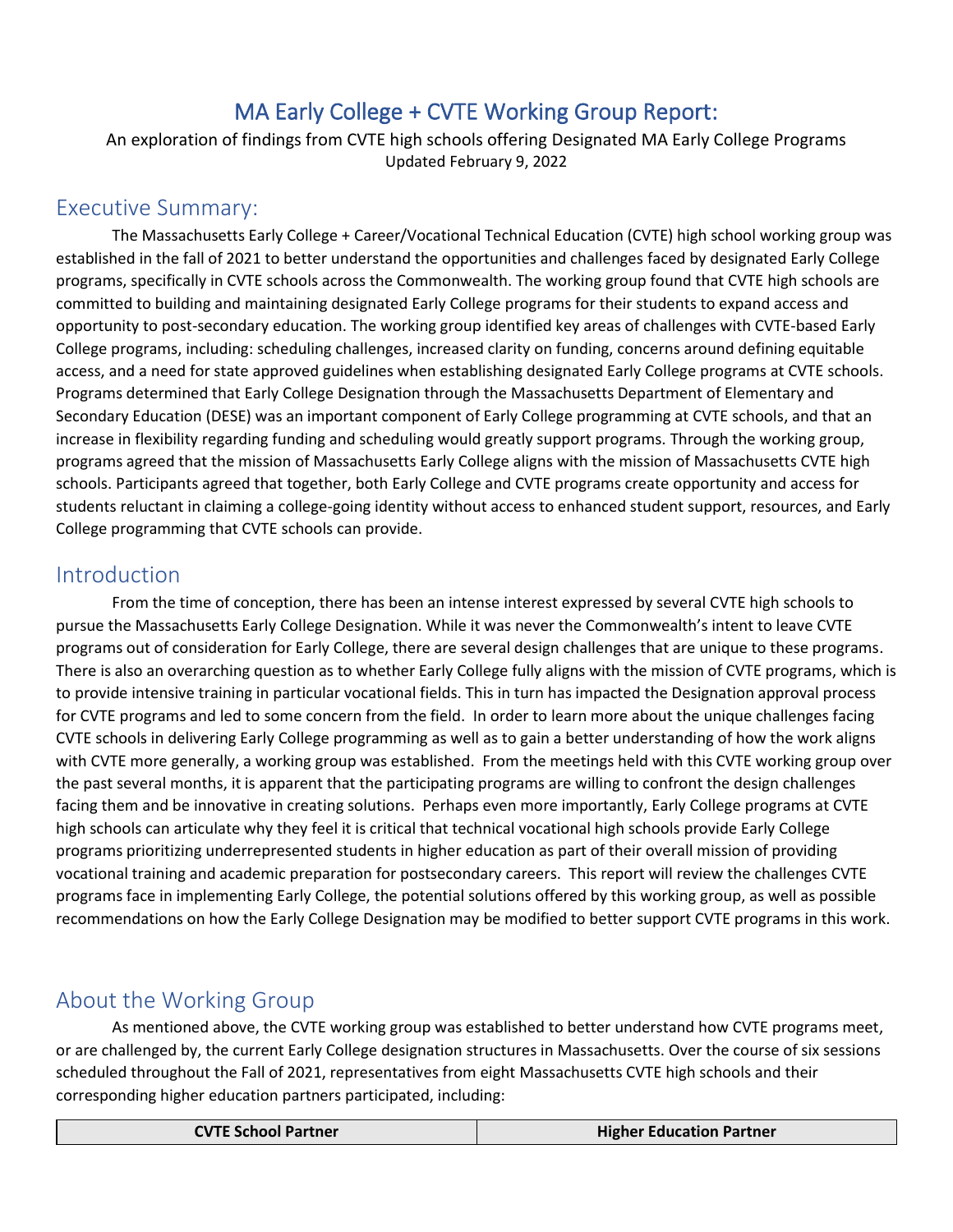# MA Early College + CVTE Working Group Report:

An exploration of findings from CVTE high schools offering Designated MA Early College Programs

Updated February 9, 2022

## Executive Summary:

The Massachusetts Early College + Career/Vocational Technical Education (CVTE) high school working group was established in the fall of 2021 to better understand the opportunities and challenges faced by designated Early College programs, specifically in CVTE schools across the Commonwealth. The working group found that CVTE high schools are committed to building and maintaining designated Early College programs for their students to expand access and opportunity to post-secondary education. The working group identified key areas of challenges with CVTE-based Early College programs, including: scheduling challenges, increased clarity on funding, concerns around defining equitable access, and a need for state approved guidelines when establishing designated Early College programs at CVTE schools. Programs determined that Early College Designation through the Massachusetts Department of Elementary and Secondary Education (DESE) was an important component of Early College programming at CVTE schools, and that an increase in flexibility regarding funding and scheduling would greatly support programs. Through the working group, programs agreed that the mission of Massachusetts Early College aligns with the mission of Massachusetts CVTE high schools. Participants agreed that together, both Early College and CVTE programs create opportunity and access for students reluctant in claiming a college-going identity without access to enhanced student support, resources, and Early College programming that CVTE schools can provide.

## Introduction

From the time of conception, there has been an intense interest expressed by several CVTE high schools to pursue the Massachusetts Early College Designation. While it was never the Commonwealth's intent to leave CVTE programs out of consideration for Early College, there are several design challenges that are unique to these programs. There is also an overarching question as to whether Early College fully aligns with the mission of CVTE programs, which is to provide intensive training in particular vocational fields. This in turn has impacted the Designation approval process for CVTE programs and led to some concern from the field. In order to learn more about the unique challenges facing CVTE schools in delivering Early College programming as well as to gain a better understanding of how the work aligns with CVTE more generally, a working group was established. From the meetings held with this CVTE working group over the past several months, it is apparent that the participating programs are willing to confront the design challenges facing them and be innovative in creating solutions. Perhaps even more importantly, Early College programs at CVTE high schools can articulate why they feel it is critical that technical vocational high schools provide Early College programs prioritizing underrepresented students in higher education as part of their overall mission of providing vocational training and academic preparation for postsecondary careers. This report will review the challenges CVTE programs face in implementing Early College, the potential solutions offered by this working group, as well as possible recommendations on how the Early College Designation may be modified to better support CVTE programs in this work.

## About the Working Group

As mentioned above, the CVTE working group was established to better understand how CVTE programs meet, or are challenged by, the current Early College designation structures in Massachusetts. Over the course of six sessions scheduled throughout the Fall of 2021, representatives from eight Massachusetts CVTE high schools and their corresponding higher education partners participated, including:

| CVTE School Partner | Higher Education Partner |
|---|---|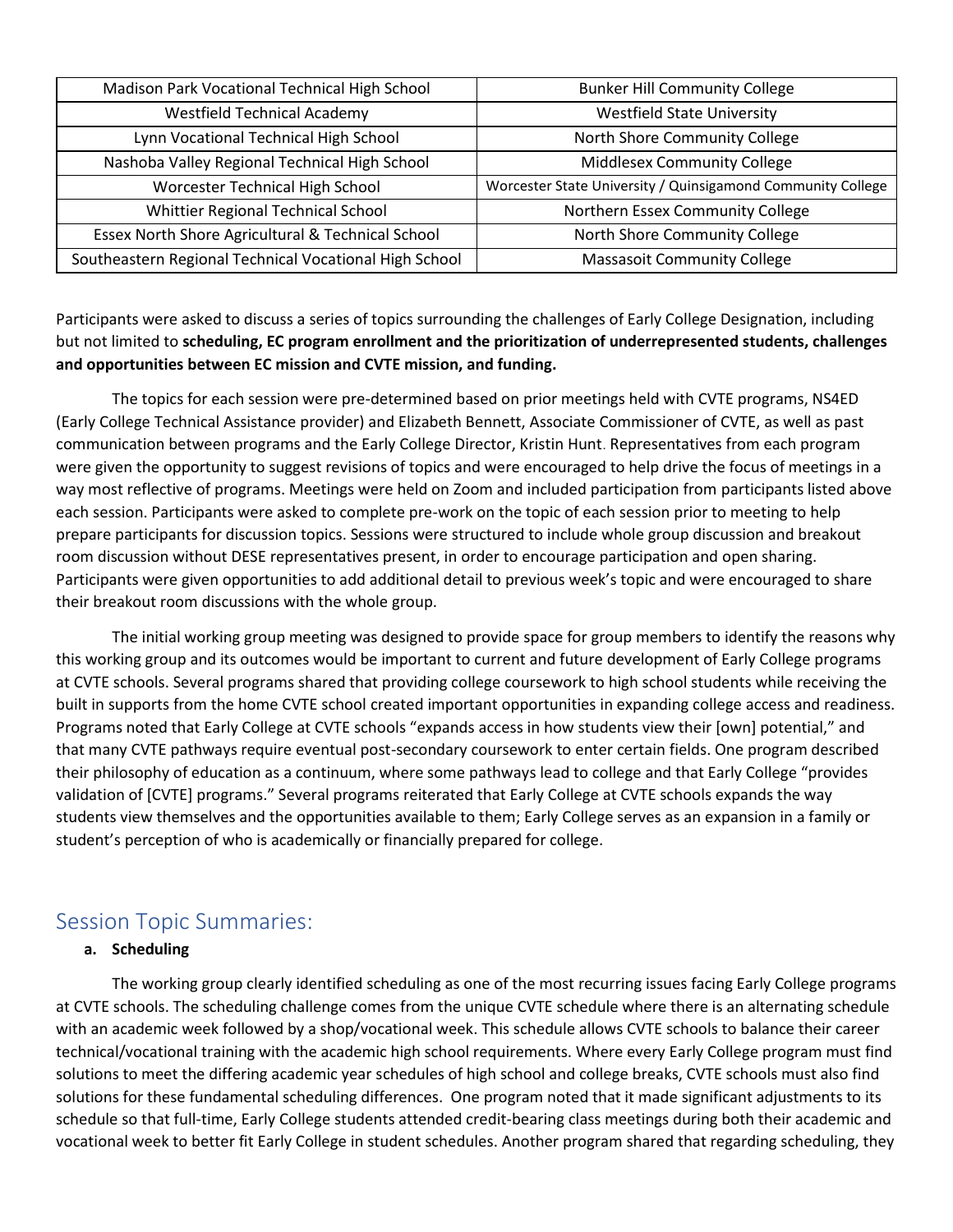| Madison Park Vocational Technical High School | Bunker Hill Community College |
|---|---|
| Westfield Technical Academy | Westfield State University |
| Lynn Vocational Technical High School | North Shore Community College |
| Nashoba Valley Regional Technical High School | Middlesex Community College |
| Worcester Technical High School | Worcester State University / Quinsigamond Community College |
| Whittier Regional Technical School | Northern Essex Community College |
| Essex North Shore Agricultural & Technical School | North Shore Community College |
| Southeastern Regional Technical Vocational High School | Massasoit Community College |

Participants were asked to discuss a series of topics surrounding the challenges of Early College Designation, including but not limited to **scheduling, EC program enrollment and the prioritization of underrepresented students, challenges and opportunities between EC mission and CVTE mission, and funding.**

The topics for each session were pre-determined based on prior meetings held with CVTE programs, NS4ED (Early College Technical Assistance provider) and Elizabeth Bennett, Associate Commissioner of CVTE, as well as past communication between programs and the Early College Director, Kristin Hunt. Representatives from each program were given the opportunity to suggest revisions of topics and were encouraged to help drive the focus of meetings in a way most reflective of programs. Meetings were held on Zoom and included participation from participants listed above each session. Participants were asked to complete pre-work on the topic of each session prior to meeting to help prepare participants for discussion topics. Sessions were structured to include whole group discussion and breakout room discussion without DESE representatives present, in order to encourage participation and open sharing. Participants were given opportunities to add additional detail to previous week's topic and were encouraged to share their breakout room discussions with the whole group.

The initial working group meeting was designed to provide space for group members to identify the reasons why this working group and its outcomes would be important to current and future development of Early College programs at CVTE schools. Several programs shared that providing college coursework to high school students while receiving the built in supports from the home CVTE school created important opportunities in expanding college access and readiness. Programs noted that Early College at CVTE schools "expands access in how students view their [own] potential," and that many CVTE pathways require eventual post-secondary coursework to enter certain fields. One program described their philosophy of education as a continuum, where some pathways lead to college and that Early College "provides validation of [CVTE] programs." Several programs reiterated that Early College at CVTE schools expands the way students view themselves and the opportunities available to them; Early College serves as an expansion in a family or student's perception of who is academically or financially prepared for college.

## Session Topic Summaries:

**a. Scheduling**

The working group clearly identified scheduling as one of the most recurring issues facing Early College programs at CVTE schools. The scheduling challenge comes from the unique CVTE schedule where there is an alternating schedule with an academic week followed by a shop/vocational week. This schedule allows CVTE schools to balance their career technical/vocational training with the academic high school requirements. Where every Early College program must find solutions to meet the differing academic year schedules of high school and college breaks, CVTE schools must also find solutions for these fundamental scheduling differences. One program noted that it made significant adjustments to its schedule so that full-time, Early College students attended credit-bearing class meetings during both their academic and vocational week to better fit Early College in student schedules. Another program shared that regarding scheduling, they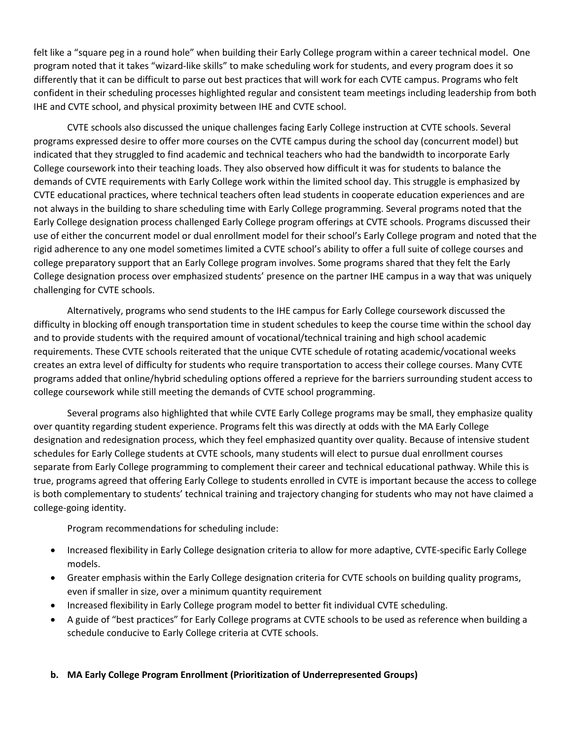felt like a "square peg in a round hole" when building their Early College program within a career technical model. One program noted that it takes "wizard-like skills" to make scheduling work for students, and every program does it so differently that it can be difficult to parse out best practices that will work for each CVTE campus. Programs who felt confident in their scheduling processes highlighted regular and consistent team meetings including leadership from both IHE and CVTE school, and physical proximity between IHE and CVTE school.

CVTE schools also discussed the unique challenges facing Early College instruction at CVTE schools. Several programs expressed desire to offer more courses on the CVTE campus during the school day (concurrent model) but indicated that they struggled to find academic and technical teachers who had the bandwidth to incorporate Early College coursework into their teaching loads. They also observed how difficult it was for students to balance the demands of CVTE requirements with Early College work within the limited school day. This struggle is emphasized by CVTE educational practices, where technical teachers often lead students in cooperate education experiences and are not always in the building to share scheduling time with Early College programming. Several programs noted that the Early College designation process challenged Early College program offerings at CVTE schools. Programs discussed their use of either the concurrent model or dual enrollment model for their school's Early College program and noted that the rigid adherence to any one model sometimes limited a CVTE school's ability to offer a full suite of college courses and college preparatory support that an Early College program involves. Some programs shared that they felt the Early College designation process over emphasized students' presence on the partner IHE campus in a way that was uniquely challenging for CVTE schools.

Alternatively, programs who send students to the IHE campus for Early College coursework discussed the difficulty in blocking off enough transportation time in student schedules to keep the course time within the school day and to provide students with the required amount of vocational/technical training and high school academic requirements. These CVTE schools reiterated that the unique CVTE schedule of rotating academic/vocational weeks creates an extra level of difficulty for students who require transportation to access their college courses. Many CVTE programs added that online/hybrid scheduling options offered a reprieve for the barriers surrounding student access to college coursework while still meeting the demands of CVTE school programming.

Several programs also highlighted that while CVTE Early College programs may be small, they emphasize quality over quantity regarding student experience. Programs felt this was directly at odds with the MA Early College designation and redesignation process, which they feel emphasized quantity over quality. Because of intensive student schedules for Early College students at CVTE schools, many students will elect to pursue dual enrollment courses separate from Early College programming to complement their career and technical educational pathway. While this is true, programs agreed that offering Early College to students enrolled in CVTE is important because the access to college is both complementary to students' technical training and trajectory changing for students who may not have claimed a college-going identity.

Program recommendations for scheduling include:

- Increased flexibility in Early College designation criteria to allow for more adaptive, CVTE-specific Early College models.
- Greater emphasis within the Early College designation criteria for CVTE schools on building quality programs, even if smaller in size, over a minimum quantity requirement
- Increased flexibility in Early College program model to better fit individual CVTE scheduling.
- A guide of "best practices" for Early College programs at CVTE schools to be used as reference when building a schedule conducive to Early College criteria at CVTE schools.

### b. MA Early College Program Enrollment (Prioritization of Underrepresented Groups)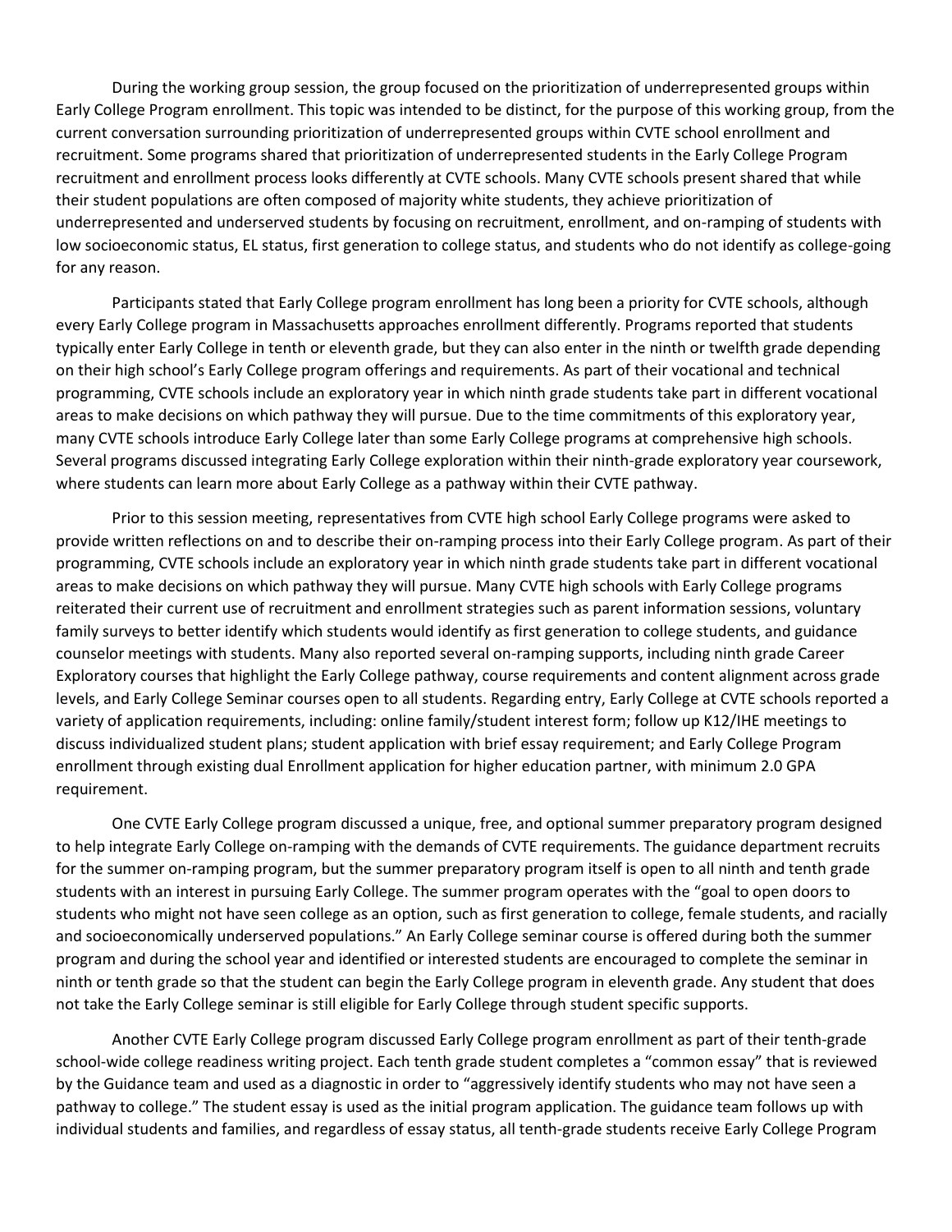During the working group session, the group focused on the prioritization of underrepresented groups within Early College Program enrollment. This topic was intended to be distinct, for the purpose of this working group, from the current conversation surrounding prioritization of underrepresented groups within CVTE school enrollment and recruitment. Some programs shared that prioritization of underrepresented students in the Early College Program recruitment and enrollment process looks differently at CVTE schools. Many CVTE schools present shared that while their student populations are often composed of majority white students, they achieve prioritization of underrepresented and underserved students by focusing on recruitment, enrollment, and on-ramping of students with low socioeconomic status, EL status, first generation to college status, and students who do not identify as college-going for any reason.

Participants stated that Early College program enrollment has long been a priority for CVTE schools, although every Early College program in Massachusetts approaches enrollment differently. Programs reported that students typically enter Early College in tenth or eleventh grade, but they can also enter in the ninth or twelfth grade depending on their high school's Early College program offerings and requirements. As part of their vocational and technical programming, CVTE schools include an exploratory year in which ninth grade students take part in different vocational areas to make decisions on which pathway they will pursue. Due to the time commitments of this exploratory year, many CVTE schools introduce Early College later than some Early College programs at comprehensive high schools. Several programs discussed integrating Early College exploration within their ninth-grade exploratory year coursework, where students can learn more about Early College as a pathway within their CVTE pathway.

Prior to this session meeting, representatives from CVTE high school Early College programs were asked to provide written reflections on and to describe their on-ramping process into their Early College program. As part of their programming, CVTE schools include an exploratory year in which ninth grade students take part in different vocational areas to make decisions on which pathway they will pursue. Many CVTE high schools with Early College programs reiterated their current use of recruitment and enrollment strategies such as parent information sessions, voluntary family surveys to better identify which students would identify as first generation to college students, and guidance counselor meetings with students. Many also reported several on-ramping supports, including ninth grade Career Exploratory courses that highlight the Early College pathway, course requirements and content alignment across grade levels, and Early College Seminar courses open to all students. Regarding entry, Early College at CVTE schools reported a variety of application requirements, including: online family/student interest form; follow up K12/IHE meetings to discuss individualized student plans; student application with brief essay requirement; and Early College Program enrollment through existing dual Enrollment application for higher education partner, with minimum 2.0 GPA requirement.

One CVTE Early College program discussed a unique, free, and optional summer preparatory program designed to help integrate Early College on-ramping with the demands of CVTE requirements. The guidance department recruits for the summer on-ramping program, but the summer preparatory program itself is open to all ninth and tenth grade students with an interest in pursuing Early College. The summer program operates with the "goal to open doors to students who might not have seen college as an option, such as first generation to college, female students, and racially and socioeconomically underserved populations." An Early College seminar course is offered during both the summer program and during the school year and identified or interested students are encouraged to complete the seminar in ninth or tenth grade so that the student can begin the Early College program in eleventh grade. Any student that does not take the Early College seminar is still eligible for Early College through student specific supports.

Another CVTE Early College program discussed Early College program enrollment as part of their tenth-grade school-wide college readiness writing project. Each tenth grade student completes a "common essay" that is reviewed by the Guidance team and used as a diagnostic in order to "aggressively identify students who may not have seen a pathway to college." The student essay is used as the initial program application. The guidance team follows up with individual students and families, and regardless of essay status, all tenth-grade students receive Early College Program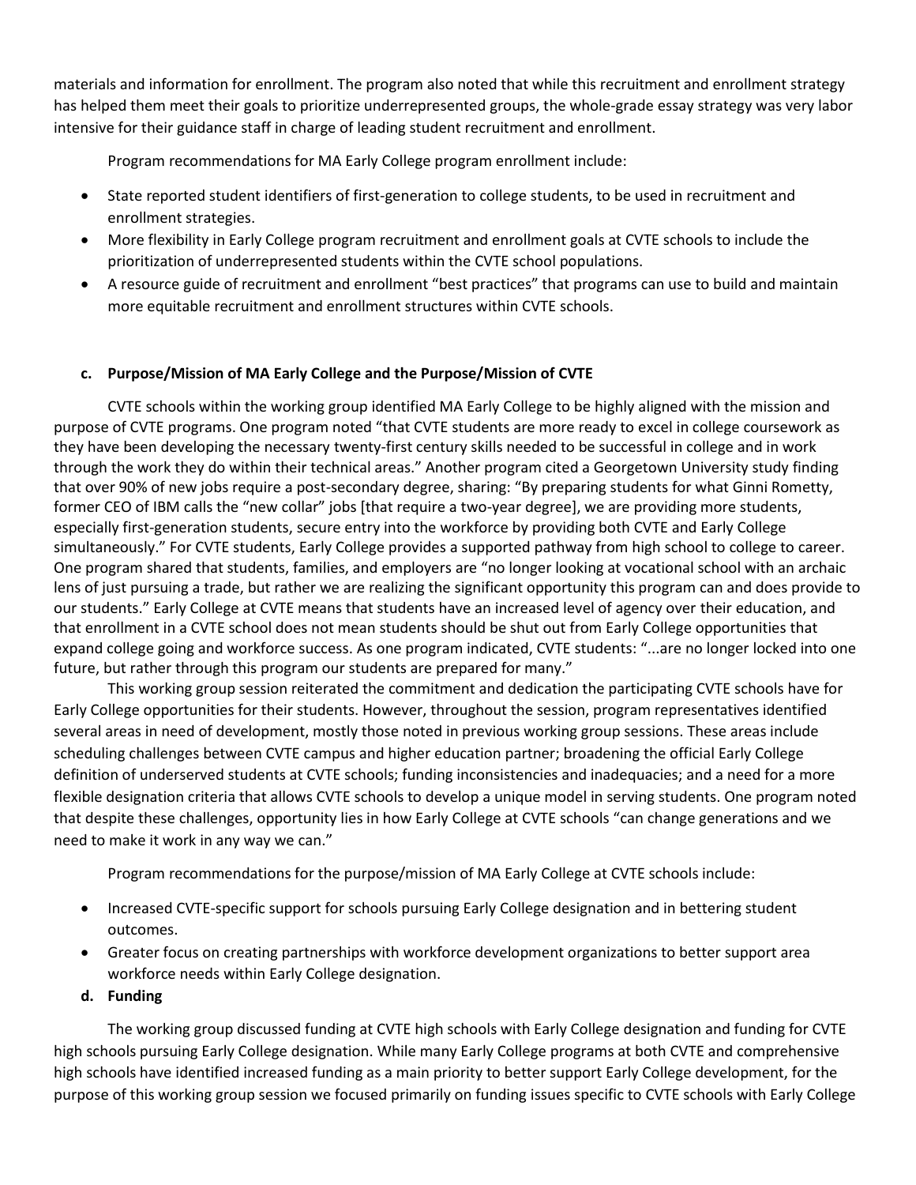materials and information for enrollment. The program also noted that while this recruitment and enrollment strategy has helped them meet their goals to prioritize underrepresented groups, the whole-grade essay strategy was very labor intensive for their guidance staff in charge of leading student recruitment and enrollment.

Program recommendations for MA Early College program enrollment include:

- State reported student identifiers of first-generation to college students, to be used in recruitment and enrollment strategies.
- More flexibility in Early College program recruitment and enrollment goals at CVTE schools to include the prioritization of underrepresented students within the CVTE school populations.
- A resource guide of recruitment and enrollment "best practices" that programs can use to build and maintain more equitable recruitment and enrollment structures within CVTE schools.

**c. Purpose/Mission of MA Early College and the Purpose/Mission of CVTE**

CVTE schools within the working group identified MA Early College to be highly aligned with the mission and purpose of CVTE programs. One program noted "that CVTE students are more ready to excel in college coursework as they have been developing the necessary twenty-first century skills needed to be successful in college and in work through the work they do within their technical areas." Another program cited a Georgetown University study finding that over 90% of new jobs require a post-secondary degree, sharing: "By preparing students for what Ginni Rometty, former CEO of IBM calls the "new collar" jobs [that require a two-year degree], we are providing more students, especially first-generation students, secure entry into the workforce by providing both CVTE and Early College simultaneously." For CVTE students, Early College provides a supported pathway from high school to college to career. One program shared that students, families, and employers are "no longer looking at vocational school with an archaic lens of just pursuing a trade, but rather we are realizing the significant opportunity this program can and does provide to our students." Early College at CVTE means that students have an increased level of agency over their education, and that enrollment in a CVTE school does not mean students should be shut out from Early College opportunities that expand college going and workforce success. As one program indicated, CVTE students: "...are no longer locked into one future, but rather through this program our students are prepared for many."

This working group session reiterated the commitment and dedication the participating CVTE schools have for Early College opportunities for their students. However, throughout the session, program representatives identified several areas in need of development, mostly those noted in previous working group sessions. These areas include scheduling challenges between CVTE campus and higher education partner; broadening the official Early College definition of underserved students at CVTE schools; funding inconsistencies and inadequacies; and a need for a more flexible designation criteria that allows CVTE schools to develop a unique model in serving students. One program noted that despite these challenges, opportunity lies in how Early College at CVTE schools "can change generations and we need to make it work in any way we can."

Program recommendations for the purpose/mission of MA Early College at CVTE schools include:

- Increased CVTE-specific support for schools pursuing Early College designation and in bettering student outcomes.
- Greater focus on creating partnerships with workforce development organizations to better support area workforce needs within Early College designation.

**d. Funding**

The working group discussed funding at CVTE high schools with Early College designation and funding for CVTE high schools pursuing Early College designation. While many Early College programs at both CVTE and comprehensive high schools have identified increased funding as a main priority to better support Early College development, for the purpose of this working group session we focused primarily on funding issues specific to CVTE schools with Early College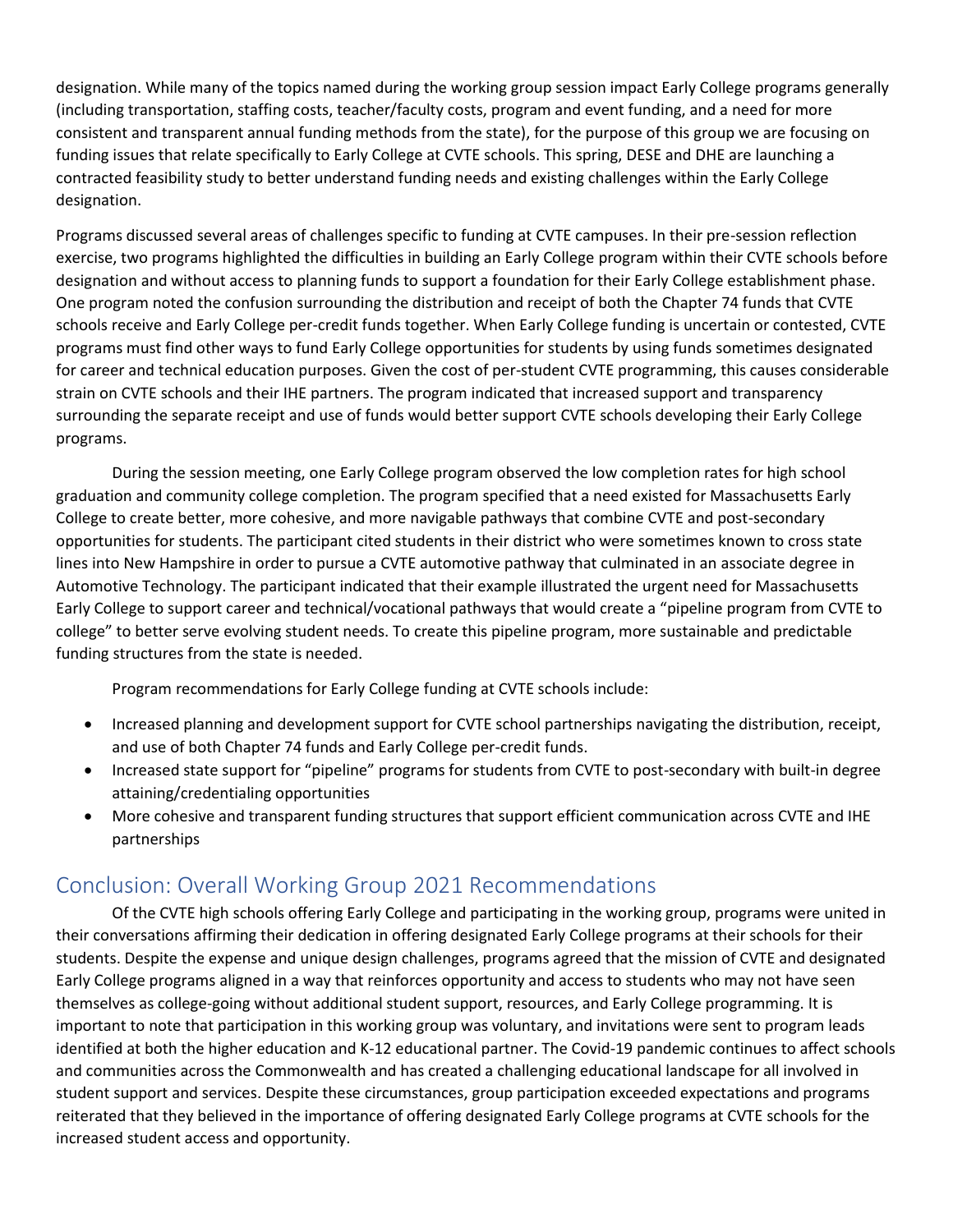designation. While many of the topics named during the working group session impact Early College programs generally (including transportation, staffing costs, teacher/faculty costs, program and event funding, and a need for more consistent and transparent annual funding methods from the state), for the purpose of this group we are focusing on funding issues that relate specifically to Early College at CVTE schools. This spring, DESE and DHE are launching a contracted feasibility study to better understand funding needs and existing challenges within the Early College designation.

Programs discussed several areas of challenges specific to funding at CVTE campuses. In their pre-session reflection exercise, two programs highlighted the difficulties in building an Early College program within their CVTE schools before designation and without access to planning funds to support a foundation for their Early College establishment phase. One program noted the confusion surrounding the distribution and receipt of both the Chapter 74 funds that CVTE schools receive and Early College per-credit funds together. When Early College funding is uncertain or contested, CVTE programs must find other ways to fund Early College opportunities for students by using funds sometimes designated for career and technical education purposes. Given the cost of per-student CVTE programming, this causes considerable strain on CVTE schools and their IHE partners. The program indicated that increased support and transparency surrounding the separate receipt and use of funds would better support CVTE schools developing their Early College programs.

During the session meeting, one Early College program observed the low completion rates for high school graduation and community college completion. The program specified that a need existed for Massachusetts Early College to create better, more cohesive, and more navigable pathways that combine CVTE and post-secondary opportunities for students. The participant cited students in their district who were sometimes known to cross state lines into New Hampshire in order to pursue a CVTE automotive pathway that culminated in an associate degree in Automotive Technology. The participant indicated that their example illustrated the urgent need for Massachusetts Early College to support career and technical/vocational pathways that would create a "pipeline program from CVTE to college" to better serve evolving student needs. To create this pipeline program, more sustainable and predictable funding structures from the state is needed.

Program recommendations for Early College funding at CVTE schools include:

- Increased planning and development support for CVTE school partnerships navigating the distribution, receipt, and use of both Chapter 74 funds and Early College per-credit funds.
- Increased state support for "pipeline" programs for students from CVTE to post-secondary with built-in degree attaining/credentialing opportunities
- More cohesive and transparent funding structures that support efficient communication across CVTE and IHE partnerships

## Conclusion: Overall Working Group 2021 Recommendations

Of the CVTE high schools offering Early College and participating in the working group, programs were united in their conversations affirming their dedication in offering designated Early College programs at their schools for their students. Despite the expense and unique design challenges, programs agreed that the mission of CVTE and designated Early College programs aligned in a way that reinforces opportunity and access to students who may not have seen themselves as college-going without additional student support, resources, and Early College programming. It is important to note that participation in this working group was voluntary, and invitations were sent to program leads identified at both the higher education and K-12 educational partner. The Covid-19 pandemic continues to affect schools and communities across the Commonwealth and has created a challenging educational landscape for all involved in student support and services. Despite these circumstances, group participation exceeded expectations and programs reiterated that they believed in the importance of offering designated Early College programs at CVTE schools for the increased student access and opportunity.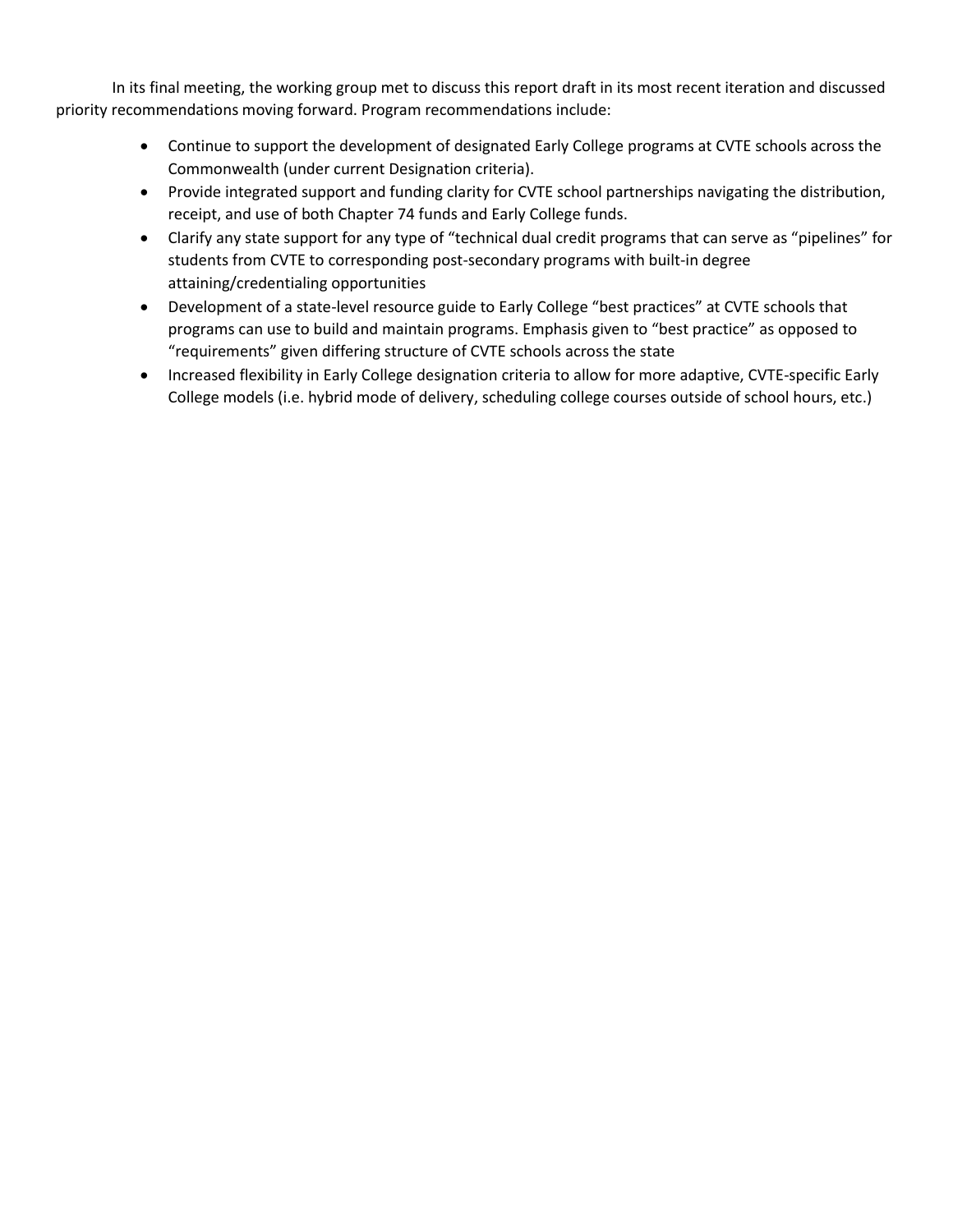In its final meeting, the working group met to discuss this report draft in its most recent iteration and discussed priority recommendations moving forward. Program recommendations include:

- Continue to support the development of designated Early College programs at CVTE schools across the Commonwealth (under current Designation criteria).
- Provide integrated support and funding clarity for CVTE school partnerships navigating the distribution, receipt, and use of both Chapter 74 funds and Early College funds.
- Clarify any state support for any type of "technical dual credit programs that can serve as "pipelines" for students from CVTE to corresponding post-secondary programs with built-in degree attaining/credentialing opportunities
- Development of a state-level resource guide to Early College "best practices" at CVTE schools that programs can use to build and maintain programs. Emphasis given to "best practice" as opposed to "requirements" given differing structure of CVTE schools across the state
- Increased flexibility in Early College designation criteria to allow for more adaptive, CVTE-specific Early College models (i.e. hybrid mode of delivery, scheduling college courses outside of school hours, etc.)